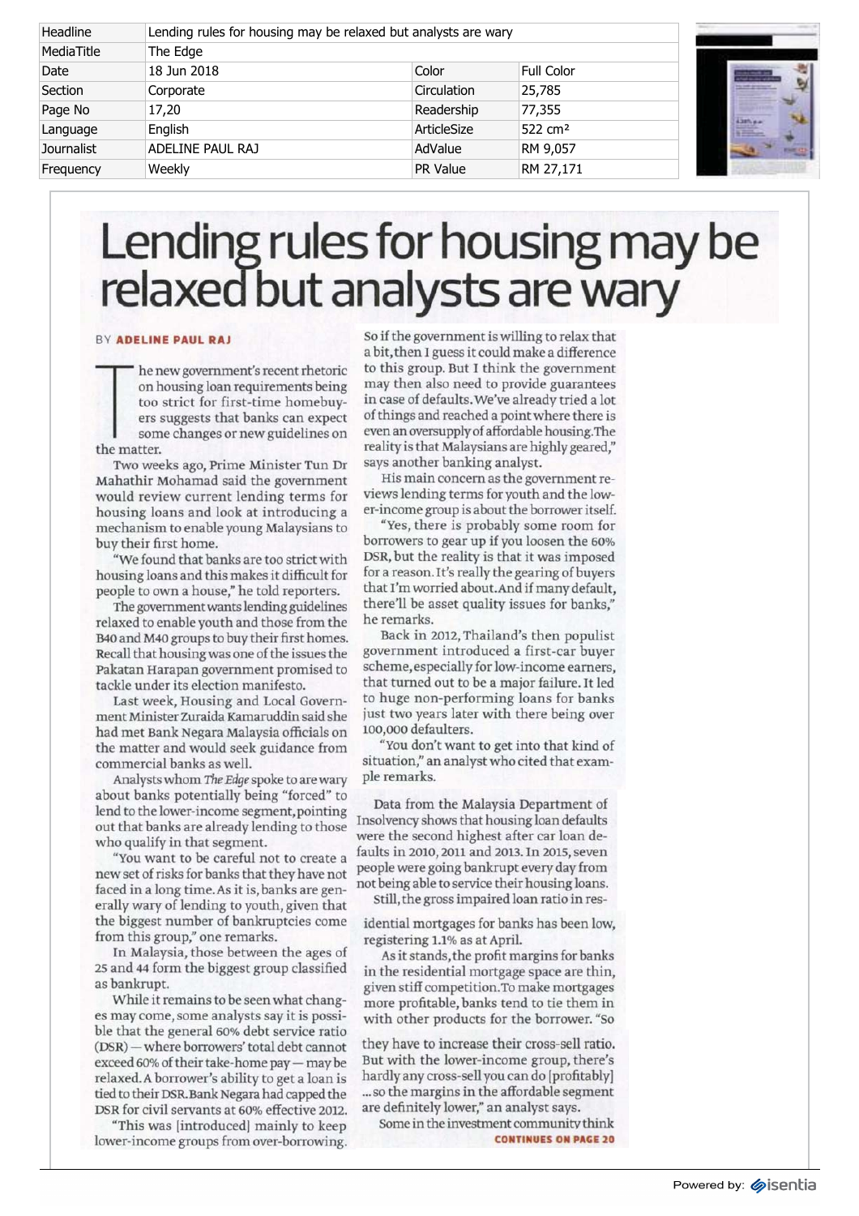| Headline | Lending rules for housing may be relaxed but analysts are wary | | |
|---|---|---|---|
| MediaTitle | The Edge | | |
| Date | 18 Jun 2018 | Color | Full Color |
| Section | Corporate | Circulation | 25,785 |
| Page No | 17,20 | Readership | 77,355 |
| Language | English | ArticleSize | 522 cm² |
| Journalist | ADELINE PAUL RAJ | AdValue | RM 9,057 |
| Frequency | Weekly | PR Value | RM 27,171 |

# Lending rules for housing may be relaxed but analysts are wary

BY **ADELINE PAUL RAJ**

The new government's recent rhetoric on housing loan requirements being too strict for first-time homebuyers suggests that banks can expect some changes or new guidelines on the matter.

Two weeks ago, Prime Minister Tun Dr Mahathir Mohamad said the government would review current lending terms for housing loans and look at introducing a mechanism to enable young Malaysians to buy their first home.

"We found that banks are too strict with housing loans and this makes it difficult for people to own a house," he told reporters.

The government wants lending guidelines relaxed to enable youth and those from the B40 and M40 groups to buy their first homes. Recall that housing was one of the issues the Pakatan Harapan government promised to tackle under its election manifesto.

Last week, Housing and Local Government Minister Zuraida Kamaruddin said she had met Bank Negara Malaysia officials on the matter and would seek guidance from commercial banks as well.

Analysts whom *The Edge* spoke to are wary about banks potentially being "forced" to lend to the lower-income segment, pointing out that banks are already lending to those who qualify in that segment.

"You want to be careful not to create a new set of risks for banks that they have not faced in a long time. As it is, banks are generally wary of lending to youth, given that the biggest number of bankruptcies come from this group," one remarks.

In Malaysia, those between the ages of 25 and 44 form the biggest group classified as bankrupt.

While it remains to be seen what changes may come, some analysts say it is possible that the general 60% debt service ratio (DSR) — where borrowers' total debt cannot exceed 60% of their take-home pay — may be relaxed. A borrower's ability to get a loan is tied to their DSR. Bank Negara had capped the DSR for civil servants at 60% effective 2012.

"This was [introduced] mainly to keep lower-income groups from over-borrowing. So if the government is willing to relax that a bit, then I guess it could make a difference to this group. But I think the government may then also need to provide guarantees in case of defaults. We've already tried a lot of things and reached a point where there is even an oversupply of affordable housing. The reality is that Malaysians are highly geared," says another banking analyst.

His main concern as the government reviews lending terms for youth and the lower-income group is about the borrower itself.

"Yes, there is probably some room for borrowers to gear up if you loosen the 60% DSR, but the reality is that it was imposed for a reason. It's really the gearing of buyers that I'm worried about. And if many default, there'll be asset quality issues for banks," he remarks.

Back in 2012, Thailand's then populist government introduced a first-car buyer scheme, especially for low-income earners, that turned out to be a major failure. It led to huge non-performing loans for banks just two years later with there being over 100,000 defaulters.

"You don't want to get into that kind of situation," an analyst who cited that example remarks.

Data from the Malaysia Department of Insolvency shows that housing loan defaults were the second highest after car loan defaults in 2010, 2011 and 2013. In 2015, seven people were going bankrupt every day from not being able to service their housing loans.

Still, the gross impaired loan ratio in residential mortgages for banks has been low, registering 1.1% as at April.

As it stands, the profit margins for banks in the residential mortgage space are thin, given stiff competition. To make mortgages more profitable, banks tend to tie them in with other products for the borrower. "So they have to increase their cross-sell ratio. But with the lower-income group, there's hardly any cross-sell you can do [profitably] ... so the margins in the affordable segment are definitely lower," an analyst says.

Some in the investment community think

**CONTINUES ON PAGE 20**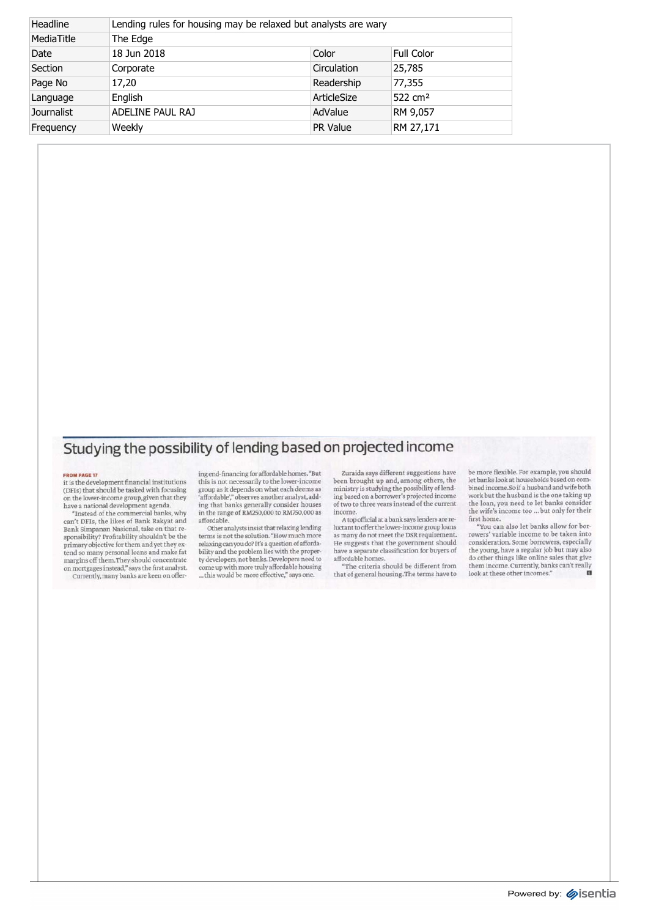| | | | |
|---|---|---|---|
| Headline | Lending rules for housing may be relaxed but analysts are wary | | |
| MediaTitle | The Edge | | |
| Date | 18 Jun 2018 | Color | Full Color |
| Section | Corporate | Circulation | 25,785 |
| Page No | 17,20 | Readership | 77,355 |
| Language | English | ArticleSize | 522 cm² |
| Journalist | ADELINE PAUL RAJ | AdValue | RM 9,057 |
| Frequency | Weekly | PR Value | RM 27,171 |

# Studying the possibility of lending based on projected income

FROM PAGE 17

it is the development financial institutions (DFIs) that should be tasked with focusing on the lower-income group, given that they have a national development agenda.

"Instead of the commercial banks, why can't DFIs, the likes of Bank Rakyat and Bank Simpanan Nasional, take on that responsibility? Profitability shouldn't be the primary objective for them and yet they extend so many personal loans and make fat margins off them. They should concentrate on mortgages instead," says the first analyst.

Currently, many banks are keen on offering end-financing for affordable homes. "But this is not necessarily to the lower-income group as it depends on what each deems as 'affordable'," observes another analyst, adding that banks generally consider houses in the range of RM250,000 to RM750,000 as affordable.

Other analysts insist that relaxing lending terms is not the solution. "How much more relaxing can you do? It's a question of affordability and the problem lies with the property developers, not banks. Developers need to come up with more truly affordable housing ... this would be more effective," says one.

Zuraida says different suggestions have been brought up and, among others, the ministry is studying the possibility of lending based on a borrower's projected income of two to three years instead of the current income.

A top official at a bank says lenders are reluctant to offer the lower-income group loans as many do not meet the DSR requirement. He suggests that the government should have a separate classification for buyers of affordable homes.

"The criteria should be different from that of general housing. The terms have to be more flexible. For example, you should let banks look at households based on combined income. So if a husband and wife both work but the husband is the one taking up the loan, you need to let banks consider the wife's income too ... but only for their first home.

"You can also let banks allow for borrowers' variable income to be taken into consideration. Some borrowers, especially the young, have a regular job but may also do other things like online sales that give them income. Currently, banks can't really look at these other incomes." ■